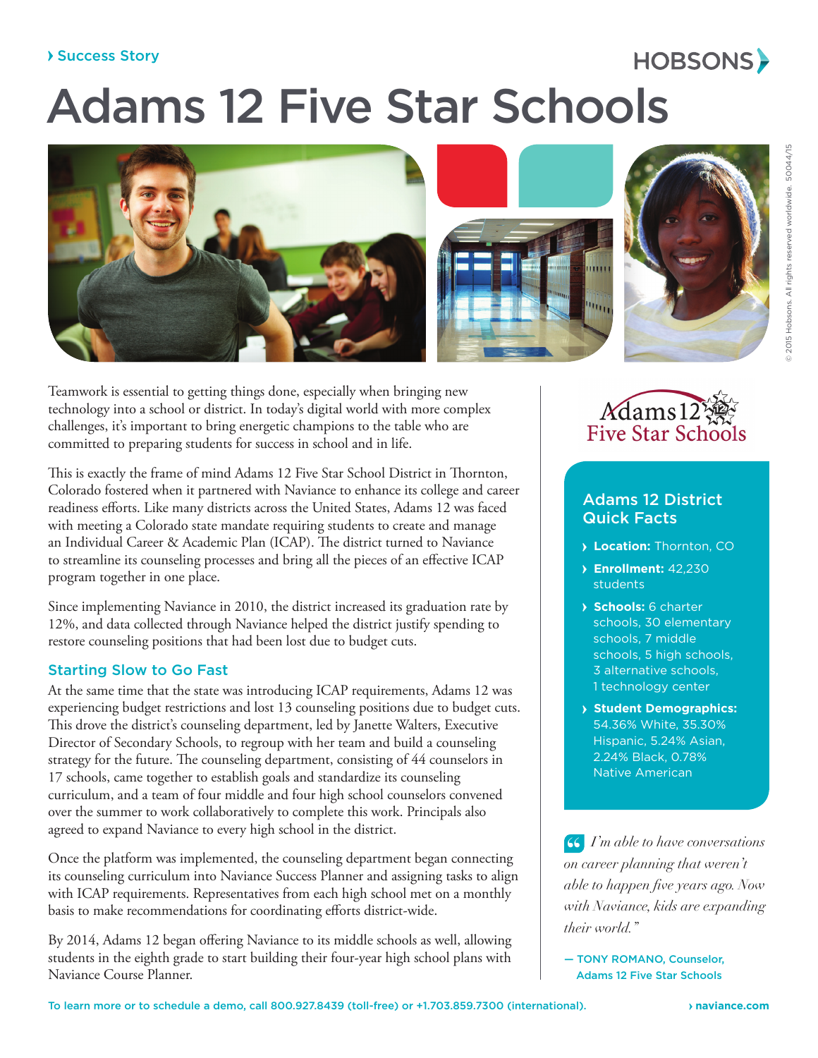› Success Story

# Adams 12 Five Star Schools

Teamwork is essential to getting things done, especially when bringing new technology into a school or district. In today's digital world with more complex challenges, it's important to bring energetic champions to the table who are committed to preparing students for success in school and in life.

This is exactly the frame of mind Adams 12 Five Star School District in Thornton, Colorado fostered when it partnered with Naviance to enhance its college and career readiness efforts. Like many districts across the United States, Adams 12 was faced with meeting a Colorado state mandate requiring students to create and manage an Individual Career & Academic Plan (ICAP). The district turned to Naviance to streamline its counseling processes and bring all the pieces of an effective ICAP program together in one place.

Since implementing Naviance in 2010, the district increased its graduation rate by 12%, and data collected through Naviance helped the district justify spending to restore counseling positions that had been lost due to budget cuts.

## Starting Slow to Go Fast

At the same time that the state was introducing ICAP requirements, Adams 12 was experiencing budget restrictions and lost 13 counseling positions due to budget cuts. This drove the district's counseling department, led by Janette Walters, Executive Director of Secondary Schools, to regroup with her team and build a counseling strategy for the future. The counseling department, consisting of 44 counselors in 17 schools, came together to establish goals and standardize its counseling curriculum, and a team of four middle and four high school counselors convened over the summer to work collaboratively to complete this work. Principals also agreed to expand Naviance to every high school in the district.

Once the platform was implemented, the counseling department began connecting its counseling curriculum into Naviance Success Planner and assigning tasks to align with ICAP requirements. Representatives from each high school met on a monthly basis to make recommendations for coordinating efforts district-wide.

By 2014, Adams 12 began offering Naviance to its middle schools as well, allowing students in the eighth grade to start building their four-year high school plans with Naviance Course Planner.

Adams 12 Five Star Schools

### Adams 12 District Quick Facts

- **Location:** Thornton, CO
- **Enrollment:** 42,230 students
- **Schools:** 6 charter schools, 30 elementary schools, 7 middle schools, 5 high schools, 3 alternative schools, 1 technology center
- **Student Demographics:** 54.36% White, 35.30% Hispanic, 5.24% Asian, 2.24% Black, 0.78% Native American

*"I'm able to have conversations on career planning that weren't able to happen five years ago. Now with Naviance, kids are expanding their world."*

— TONY ROMANO, Counselor, Adams 12 Five Star Schools

To learn more or to schedule a demo, call 800.927.8439 (toll-free) or +1.703.859.7300 (international). › naviance.com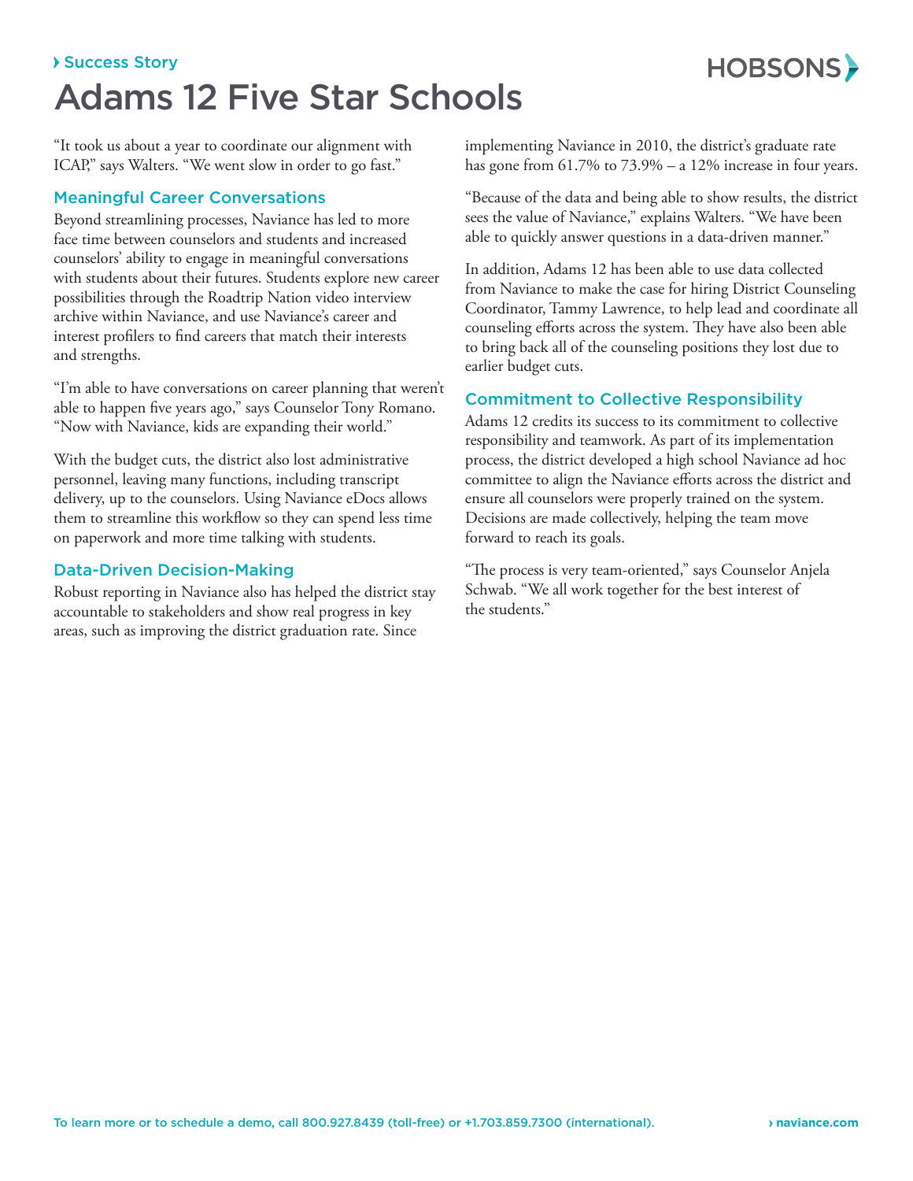› Success Story

# Adams 12 Five Star Schools

"It took us about a year to coordinate our alignment with ICAP," says Walters. "We went slow in order to go fast."

## Meaningful Career Conversations

Beyond streamlining processes, Naviance has led to more face time between counselors and students and increased counselors' ability to engage in meaningful conversations with students about their futures. Students explore new career possibilities through the Roadtrip Nation video interview archive within Naviance, and use Naviance's career and interest profilers to find careers that match their interests and strengths.

"I'm able to have conversations on career planning that weren't able to happen five years ago," says Counselor Tony Romano. "Now with Naviance, kids are expanding their world."

With the budget cuts, the district also lost administrative personnel, leaving many functions, including transcript delivery, up to the counselors. Using Naviance eDocs allows them to streamline this workflow so they can spend less time on paperwork and more time talking with students.

## Data-Driven Decision-Making

Robust reporting in Naviance also has helped the district stay accountable to stakeholders and show real progress in key areas, such as improving the district graduation rate. Since implementing Naviance in 2010, the district's graduate rate has gone from 61.7% to 73.9% – a 12% increase in four years.

"Because of the data and being able to show results, the district sees the value of Naviance," explains Walters. "We have been able to quickly answer questions in a data-driven manner."

In addition, Adams 12 has been able to use data collected from Naviance to make the case for hiring District Counseling Coordinator, Tammy Lawrence, to help lead and coordinate all counseling efforts across the system. They have also been able to bring back all of the counseling positions they lost due to earlier budget cuts.

## Commitment to Collective Responsibility

Adams 12 credits its success to its commitment to collective responsibility and teamwork. As part of its implementation process, the district developed a high school Naviance ad hoc committee to align the Naviance efforts across the district and ensure all counselors were properly trained on the system. Decisions are made collectively, helping the team move forward to reach its goals.

"The process is very team-oriented," says Counselor Anjela Schwab. "We all work together for the best interest of the students."

To learn more or to schedule a demo, call 800.927.8439 (toll-free) or +1.703.859.7300 (international). › naviance.com